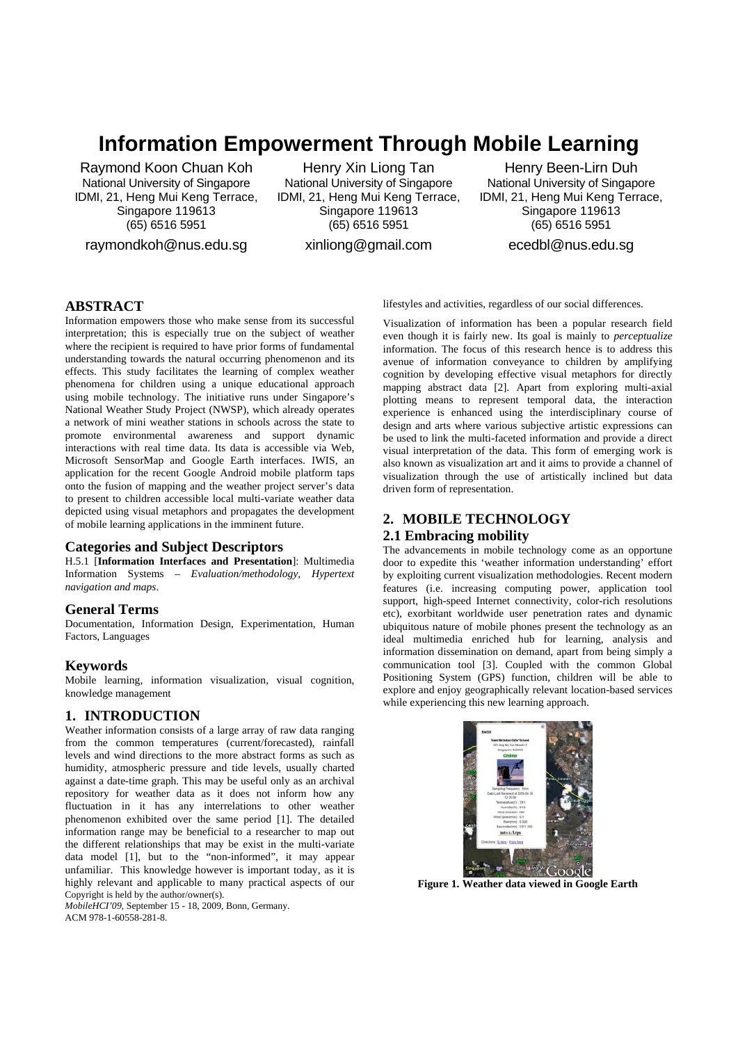# Information Empowerment Through Mobile Learning

Raymond Koon Chuan Koh
National University of Singapore
IDMI, 21, Heng Mui Keng Terrace, Singapore 119613
(65) 6516 5951
raymondkoh@nus.edu.sg

Henry Xin Liong Tan
National University of Singapore
IDMI, 21, Heng Mui Keng Terrace, Singapore 119613
(65) 6516 5951
xinliong@gmail.com

Henry Been-Lirn Duh
National University of Singapore
IDMI, 21, Heng Mui Keng Terrace, Singapore 119613
(65) 6516 5951
ecedbl@nus.edu.sg

## ABSTRACT

Information empowers those who make sense from its successful interpretation; this is especially true on the subject of weather where the recipient is required to have prior forms of fundamental understanding towards the natural occurring phenomenon and its effects. This study facilitates the learning of complex weather phenomena for children using a unique educational approach using mobile technology. The initiative runs under Singapore's National Weather Study Project (NWSP), which already operates a network of mini weather stations in schools across the state to promote environmental awareness and support dynamic interactions with real time data. Its data is accessible via Web, Microsoft SensorMap and Google Earth interfaces. IWIS, an application for the recent Google Android mobile platform taps onto the fusion of mapping and the weather project server's data to present to children accessible local multi-variate weather data depicted using visual metaphors and propagates the development of mobile learning applications in the imminent future.

### Categories and Subject Descriptors

H.5.1 [**Information Interfaces and Presentation**]: Multimedia Information Systems – *Evaluation/methodology, Hypertext navigation and maps*.

### General Terms

Documentation, Information Design, Experimentation, Human Factors, Languages

### Keywords

Mobile learning, information visualization, visual cognition, knowledge management

## 1. INTRODUCTION

Weather information consists of a large array of raw data ranging from the common temperatures (current/forecasted), rainfall levels and wind directions to the more abstract forms as such as humidity, atmospheric pressure and tide levels, usually charted against a date-time graph. This may be useful only as an archival repository for weather data as it does not inform how any fluctuation in it has any interrelations to other weather phenomenon exhibited over the same period [1]. The detailed information range may be beneficial to a researcher to map out the different relationships that may be exist in the multi-variate data model [1], but to the "non-informed", it may appear unfamiliar. This knowledge however is important today, as it is highly relevant and applicable to many practical aspects of our lifestyles and activities, regardless of our social differences.

Visualization of information has been a popular research field even though it is fairly new. Its goal is mainly to *perceptualize* information. The focus of this research hence is to address this avenue of information conveyance to children by amplifying cognition by developing effective visual metaphors for directly mapping abstract data [2]. Apart from exploring multi-axial plotting means to represent temporal data, the interaction experience is enhanced using the interdisciplinary course of design and arts where various subjective artistic expressions can be used to link the multi-faceted information and provide a direct visual interpretation of the data. This form of emerging work is also known as visualization art and it aims to provide a channel of visualization through the use of artistically inclined but data driven form of representation.

Copyright is held by the author/owner(s).
*MobileHCI'09*, September 15 - 18, 2009, Bonn, Germany.
ACM 978-1-60558-281-8.

## 2. MOBILE TECHNOLOGY

### 2.1 Embracing mobility

The advancements in mobile technology come as an opportune door to expedite this 'weather information understanding' effort by exploiting current visualization methodologies. Recent modern features (i.e. increasing computing power, application tool support, high-speed Internet connectivity, color-rich resolutions etc), exorbitant worldwide user penetration rates and dynamic ubiquitous nature of mobile phones present the technology as an ideal multimedia enriched hub for learning, analysis and information dissemination on demand, apart from being simply a communication tool [3]. Coupled with the common Global Positioning System (GPS) function, children will be able to explore and enjoy geographically relevant location-based services while experiencing this new learning approach.

**Figure 1. Weather data viewed in Google Earth**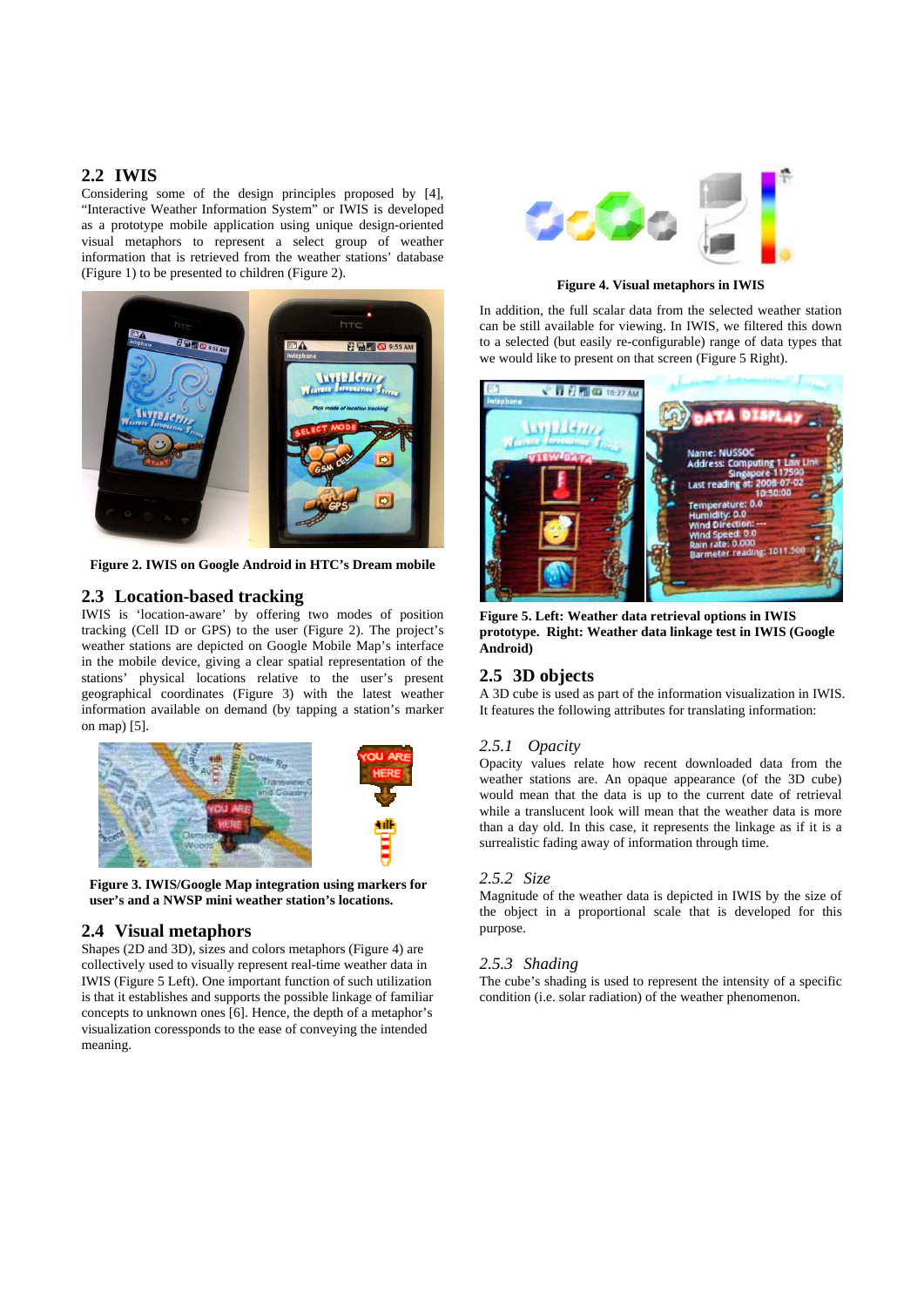## 2.2 IWIS

Considering some of the design principles proposed by [4], "Interactive Weather Information System" or IWIS is developed as a prototype mobile application using unique design-oriented visual metaphors to represent a select group of weather information that is retrieved from the weather stations' database (Figure 1) to be presented to children (Figure 2).

**Figure 2. IWIS on Google Android in HTC's Dream mobile**

## 2.3 Location-based tracking

IWIS is 'location-aware' by offering two modes of position tracking (Cell ID or GPS) to the user (Figure 2). The project's weather stations are depicted on Google Mobile Map's interface in the mobile device, giving a clear spatial representation of the stations' physical locations relative to the user's present geographical coordinates (Figure 3) with the latest weather information available on demand (by tapping a station's marker on map) [5].

**Figure 3. IWIS/Google Map integration using markers for user's and a NWSP mini weather station's locations.**

## 2.4 Visual metaphors

Shapes (2D and 3D), sizes and colors metaphors (Figure 4) are collectively used to visually represent real-time weather data in IWIS (Figure 5 Left). One important function of such utilization is that it establishes and supports the possible linkage of familiar concepts to unknown ones [6]. Hence, the depth of a metaphor's visualization coressponds to the ease of conveying the intended meaning.

**Figure 4. Visual metaphors in IWIS**

In addition, the full scalar data from the selected weather station can be still available for viewing. In IWIS, we filtered this down to a selected (but easily re-configurable) range of data types that we would like to present on that screen (Figure 5 Right).

**Figure 5. Left: Weather data retrieval options in IWIS prototype. Right: Weather data linkage test in IWIS (Google Android)**

## 2.5 3D objects

A 3D cube is used as part of the information visualization in IWIS. It features the following attributes for translating information:

### *2.5.1 Opacity*

Opacity values relate how recent downloaded data from the weather stations are. An opaque appearance (of the 3D cube) would mean that the data is up to the current date of retrieval while a translucent look will mean that the weather data is more than a day old. In this case, it represents the linkage as if it is a surrealistic fading away of information through time.

### *2.5.2 Size*

Magnitude of the weather data is depicted in IWIS by the size of the object in a proportional scale that is developed for this purpose.

### *2.5.3 Shading*

The cube's shading is used to represent the intensity of a specific condition (i.e. solar radiation) of the weather phenomenon.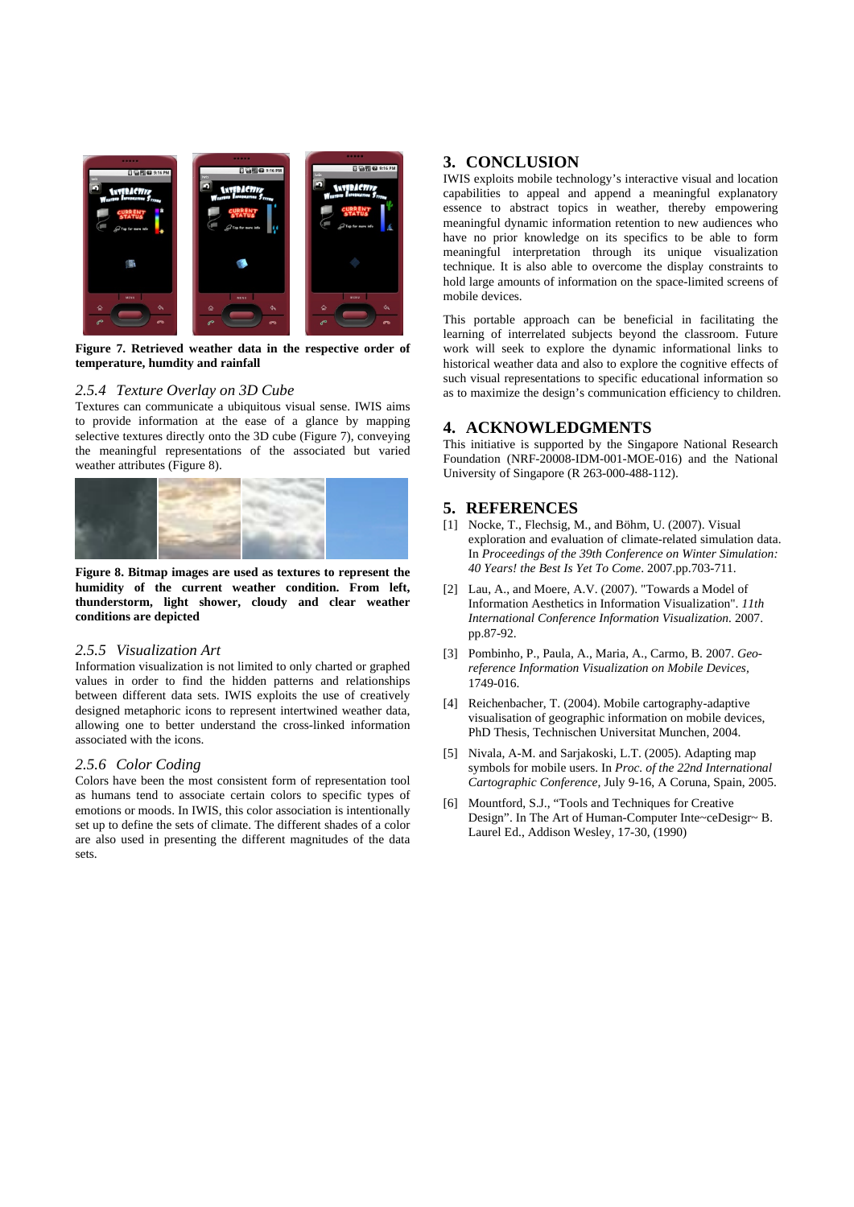Figure 7. Retrieved weather data in the respective order of temperature, humdity and rainfall

### *2.5.4 Texture Overlay on 3D Cube*

Textures can communicate a ubiquitous visual sense. IWIS aims to provide information at the ease of a glance by mapping selective textures directly onto the 3D cube (Figure 7), conveying the meaningful representations of the associated but varied weather attributes (Figure 8).

**Figure 8. Bitmap images are used as textures to represent the humidity of the current weather condition. From left, thunderstorm, light shower, cloudy and clear weather conditions are depicted**

### *2.5.5 Visualization Art*

Information visualization is not limited to only charted or graphed values in order to find the hidden patterns and relationships between different data sets. IWIS exploits the use of creatively designed metaphoric icons to represent intertwined weather data, allowing one to better understand the cross-linked information associated with the icons.

### *2.5.6 Color Coding*

Colors have been the most consistent form of representation tool as humans tend to associate certain colors to specific types of emotions or moods. In IWIS, this color association is intentionally set up to define the sets of climate. The different shades of a color are also used in presenting the different magnitudes of the data sets.

## 3. CONCLUSION

IWIS exploits mobile technology's interactive visual and location capabilities to appeal and append a meaningful explanatory essence to abstract topics in weather, thereby empowering meaningful dynamic information retention to new audiences who have no prior knowledge on its specifics to be able to form meaningful interpretation through its unique visualization technique. It is also able to overcome the display constraints to hold large amounts of information on the space-limited screens of mobile devices.

This portable approach can be beneficial in facilitating the learning of interrelated subjects beyond the classroom. Future work will seek to explore the dynamic informational links to historical weather data and also to explore the cognitive effects of such visual representations to specific educational information so as to maximize the design's communication efficiency to children.

## 4. ACKNOWLEDGMENTS

This initiative is supported by the Singapore National Research Foundation (NRF-20008-IDM-001-MOE-016) and the National University of Singapore (R 263-000-488-112).

## 5. REFERENCES

[1] Nocke, T., Flechsig, M., and Böhm, U. (2007). Visual exploration and evaluation of climate-related simulation data. In *Proceedings of the 39th Conference on Winter Simulation: 40 Years! the Best Is Yet To Come*. 2007.pp.703-711.

[2] Lau, A., and Moere, A.V. (2007). "Towards a Model of Information Aesthetics in Information Visualization". *11th International Conference Information Visualization*. 2007. pp.87-92.

[3] Pombinho, P., Paula, A., Maria, A., Carmo, B. 2007. *Geo-reference Information Visualization on Mobile Devices*, 1749-016.

[4] Reichenbacher, T. (2004). Mobile cartography-adaptive visualisation of geographic information on mobile devices, PhD Thesis, Technischen Universitat Munchen, 2004.

[5] Nivala, A-M. and Sarjakoski, L.T. (2005). Adapting map symbols for mobile users. In *Proc. of the 22nd International Cartographic Conference*, July 9-16, A Coruna, Spain, 2005.

[6] Mountford, S.J., "Tools and Techniques for Creative Design". In The Art of Human-Computer Inte~ceDesigr~ B. Laurel Ed., Addison Wesley, 17-30, (1990)